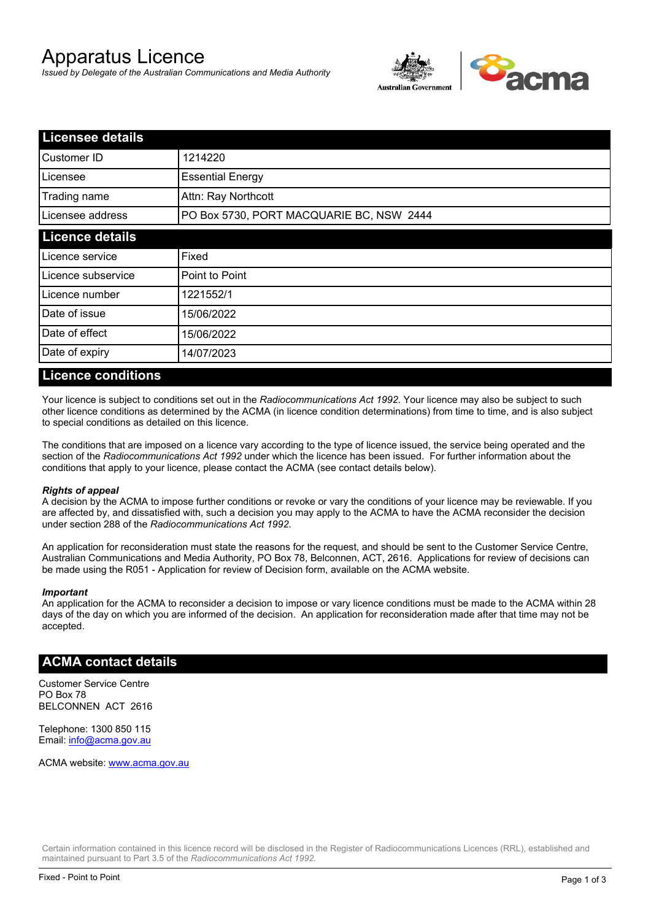# Apparatus Licence

*Issued by Delegate of the Australian Communications and Media Authority*

## Licensee details

| | |
|---|---|
| Customer ID | 1214220 |
| Licensee | Essential Energy |
| Trading name | Attn: Ray Northcott |
| Licensee address | PO Box 5730, PORT MACQUARIE BC, NSW 2444 |

## Licence details

| | |
|---|---|
| Licence service | Fixed |
| Licence subservice | Point to Point |
| Licence number | 1221552/1 |
| Date of issue | 15/06/2022 |
| Date of effect | 15/06/2022 |
| Date of expiry | 14/07/2023 |

## Licence conditions

Your licence is subject to conditions set out in the *Radiocommunications Act 1992*. Your licence may also be subject to such other licence conditions as determined by the ACMA (in licence condition determinations) from time to time, and is also subject to special conditions as detailed on this licence.

The conditions that are imposed on a licence vary according to the type of licence issued, the service being operated and the section of the *Radiocommunications Act 1992* under which the licence has been issued. For further information about the conditions that apply to your licence, please contact the ACMA (see contact details below).

***Rights of appeal***

A decision by the ACMA to impose further conditions or revoke or vary the conditions of your licence may be reviewable. If you are affected by, and dissatisfied with, such a decision you may apply to the ACMA to have the ACMA reconsider the decision under section 288 of the *Radiocommunications Act 1992*.

An application for reconsideration must state the reasons for the request, and should be sent to the Customer Service Centre, Australian Communications and Media Authority, PO Box 78, Belconnen, ACT, 2616. Applications for review of decisions can be made using the R051 - Application for review of Decision form, available on the ACMA website.

***Important***

An application for the ACMA to reconsider a decision to impose or vary licence conditions must be made to the ACMA within 28 days of the day on which you are informed of the decision. An application for reconsideration made after that time may not be accepted.

## ACMA contact details

Customer Service Centre
PO Box 78
BELCONNEN ACT 2616

Telephone: 1300 850 115
Email: info@acma.gov.au

ACMA website: www.acma.gov.au

Certain information contained in this licence record will be disclosed in the Register of Radiocommunications Licences (RRL), established and maintained pursuant to Part 3.5 of the *Radiocommunications Act 1992.*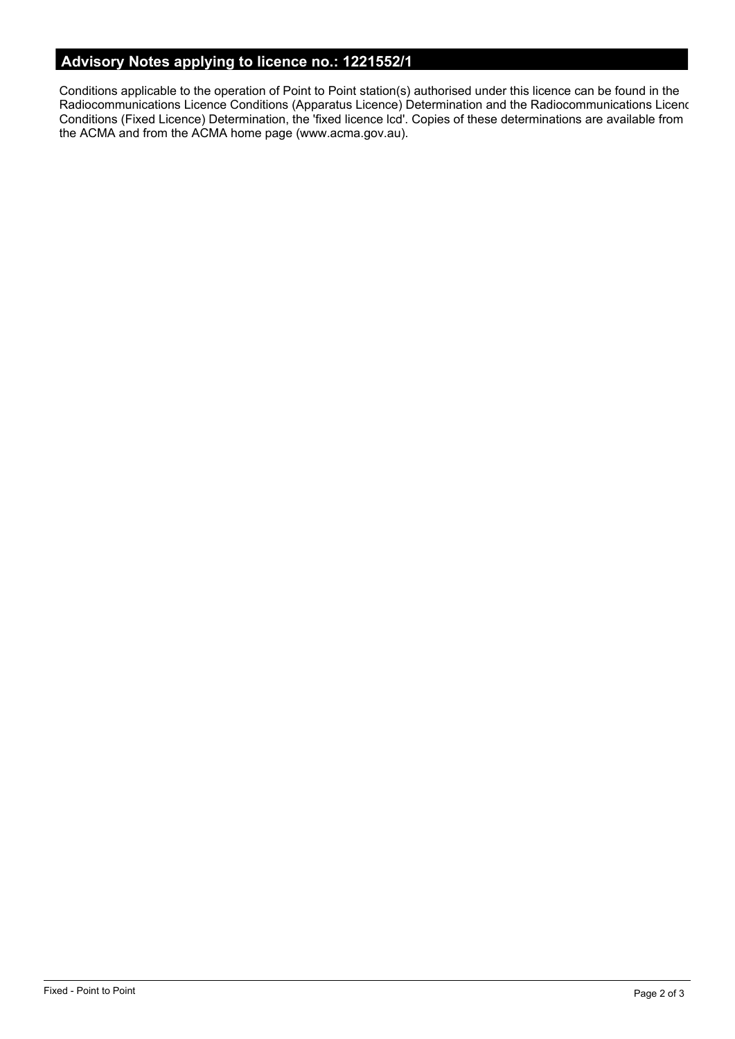## Advisory Notes applying to licence no.: 1221552/1

Conditions applicable to the operation of Point to Point station(s) authorised under this licence can be found in the Radiocommunications Licence Conditions (Apparatus Licence) Determination and the Radiocommunications Licenc Conditions (Fixed Licence) Determination, the 'fixed licence lcd'. Copies of these determinations are available from the ACMA and from the ACMA home page (www.acma.gov.au).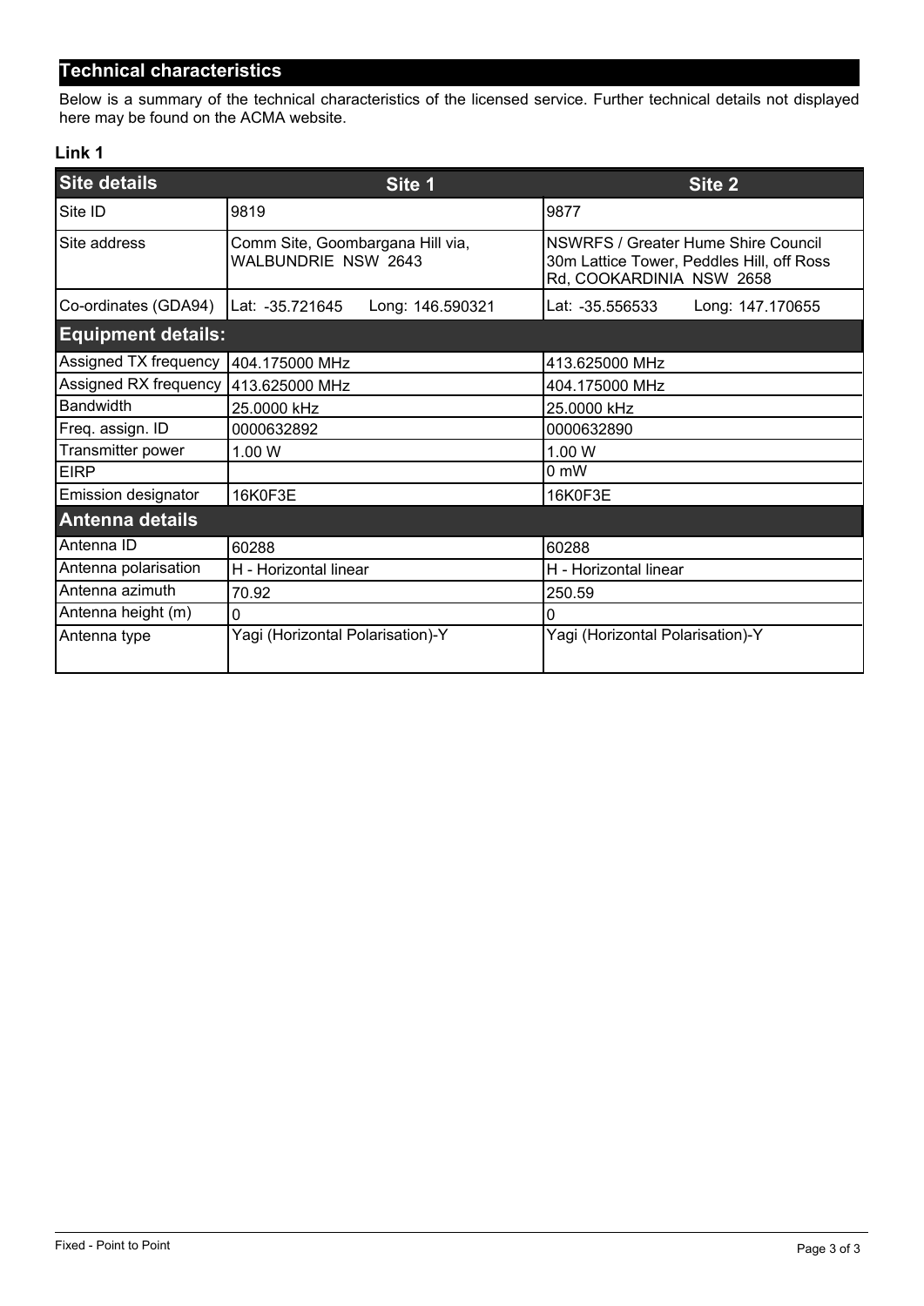## Technical characteristics

Below is a summary of the technical characteristics of the licensed service. Further technical details not displayed here may be found on the ACMA website.

### Link 1

| Site details | Site 1 | Site 2 |
| --- | --- | --- |
| Site ID | 9819 | 9877 |
| Site address | Comm Site, Goombargana Hill via, WALBUNDRIE NSW 2643 | NSWRFS / Greater Hume Shire Council 30m Lattice Tower, Peddles Hill, off Ross Rd, COOKARDINIA NSW 2658 |
| Co-ordinates (GDA94) | Lat: -35.721645 Long: 146.590321 | Lat: -35.556533 Long: 147.170655 |
| **Equipment details:** | | |
| Assigned TX frequency | 404.175000 MHz | 413.625000 MHz |
| Assigned RX frequency | 413.625000 MHz | 404.175000 MHz |
| Bandwidth | 25.0000 kHz | 25.0000 kHz |
| Freq. assign. ID | 0000632892 | 0000632890 |
| Transmitter power | 1.00 W | 1.00 W |
| EIRP | | 0 mW |
| Emission designator | 16K0F3E | 16K0F3E |
| **Antenna details** | | |
| Antenna ID | 60288 | 60288 |
| Antenna polarisation | H - Horizontal linear | H - Horizontal linear |
| Antenna azimuth | 70.92 | 250.59 |
| Antenna height (m) | 0 | 0 |
| Antenna type | Yagi (Horizontal Polarisation)-Y | Yagi (Horizontal Polarisation)-Y |

Fixed - Point to Point